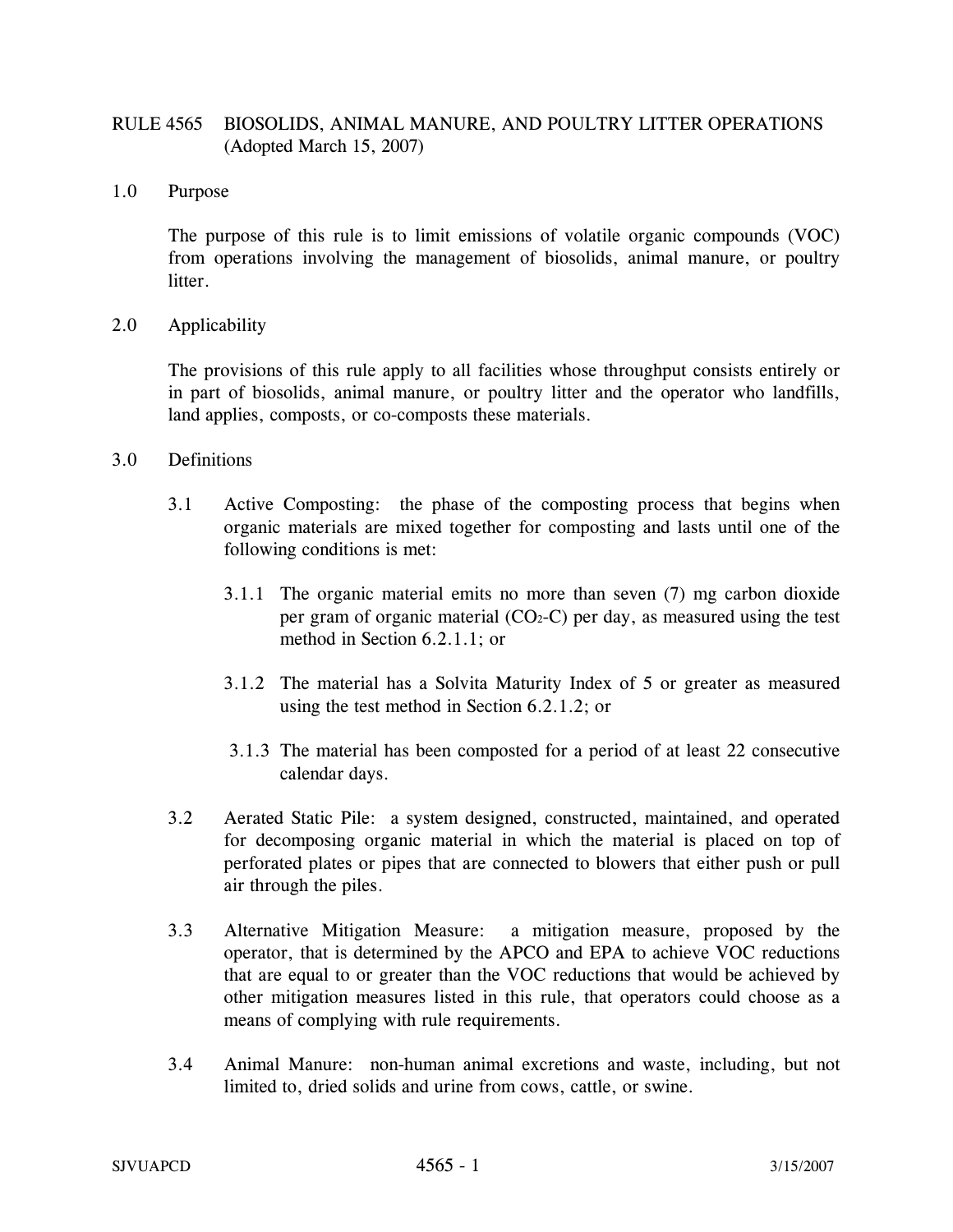# RULE 4565 BIOSOLIDS, ANIMAL MANURE, AND POULTRY LITTER OPERATIONS (Adopted March 15, 2007)

## 1.0 Purpose

The purpose of this rule is to limit emissions of volatile organic compounds (VOC) from operations involving the management of biosolids, animal manure, or poultry litter.

## 2.0 Applicability

The provisions of this rule apply to all facilities whose throughput consists entirely or in part of biosolids, animal manure, or poultry litter and the operator who landfills, land applies, composts, or co-composts these materials.

## 3.0 Definitions

3.1 Active Composting: the phase of the composting process that begins when organic materials are mixed together for composting and lasts until one of the following conditions is met:

3.1.1 The organic material emits no more than seven (7) mg carbon dioxide per gram of organic material ($CO_2$-C) per day, as measured using the test method in Section 6.2.1.1; or

3.1.2 The material has a Solvita Maturity Index of 5 or greater as measured using the test method in Section 6.2.1.2; or

3.1.3 The material has been composted for a period of at least 22 consecutive calendar days.

3.2 Aerated Static Pile: a system designed, constructed, maintained, and operated for decomposing organic material in which the material is placed on top of perforated plates or pipes that are connected to blowers that either push or pull air through the piles.

3.3 Alternative Mitigation Measure: a mitigation measure, proposed by the operator, that is determined by the APCO and EPA to achieve VOC reductions that are equal to or greater than the VOC reductions that would be achieved by other mitigation measures listed in this rule, that operators could choose as a means of complying with rule requirements.

3.4 Animal Manure: non-human animal excretions and waste, including, but not limited to, dried solids and urine from cows, cattle, or swine.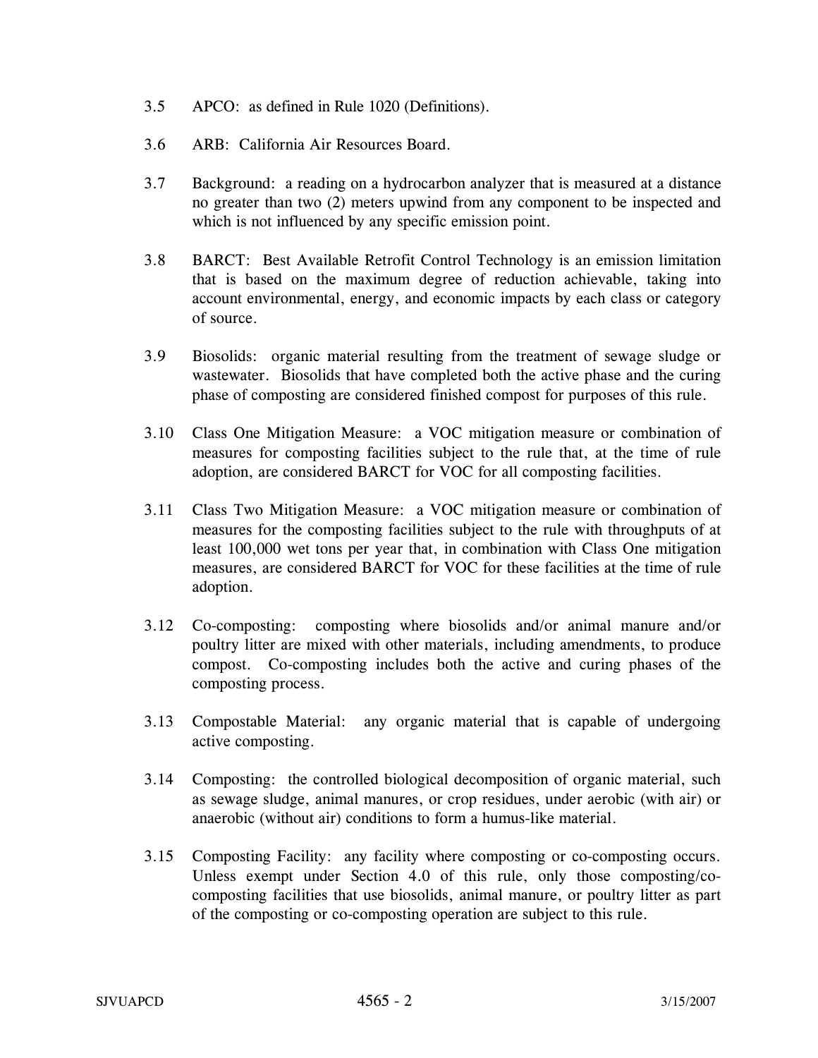3.5 APCO: as defined in Rule 1020 (Definitions).

3.6 ARB: California Air Resources Board.

3.7 Background: a reading on a hydrocarbon analyzer that is measured at a distance no greater than two (2) meters upwind from any component to be inspected and which is not influenced by any specific emission point.

3.8 BARCT: Best Available Retrofit Control Technology is an emission limitation that is based on the maximum degree of reduction achievable, taking into account environmental, energy, and economic impacts by each class or category of source.

3.9 Biosolids: organic material resulting from the treatment of sewage sludge or wastewater. Biosolids that have completed both the active phase and the curing phase of composting are considered finished compost for purposes of this rule.

3.10 Class One Mitigation Measure: a VOC mitigation measure or combination of measures for composting facilities subject to the rule that, at the time of rule adoption, are considered BARCT for VOC for all composting facilities.

3.11 Class Two Mitigation Measure: a VOC mitigation measure or combination of measures for the composting facilities subject to the rule with throughputs of at least 100,000 wet tons per year that, in combination with Class One mitigation measures, are considered BARCT for VOC for these facilities at the time of rule adoption.

3.12 Co-composting: composting where biosolids and/or animal manure and/or poultry litter are mixed with other materials, including amendments, to produce compost. Co-composting includes both the active and curing phases of the composting process.

3.13 Compostable Material: any organic material that is capable of undergoing active composting.

3.14 Composting: the controlled biological decomposition of organic material, such as sewage sludge, animal manures, or crop residues, under aerobic (with air) or anaerobic (without air) conditions to form a humus-like material.

3.15 Composting Facility: any facility where composting or co-composting occurs. Unless exempt under Section 4.0 of this rule, only those composting/co-composting facilities that use biosolids, animal manure, or poultry litter as part of the composting or co-composting operation are subject to this rule.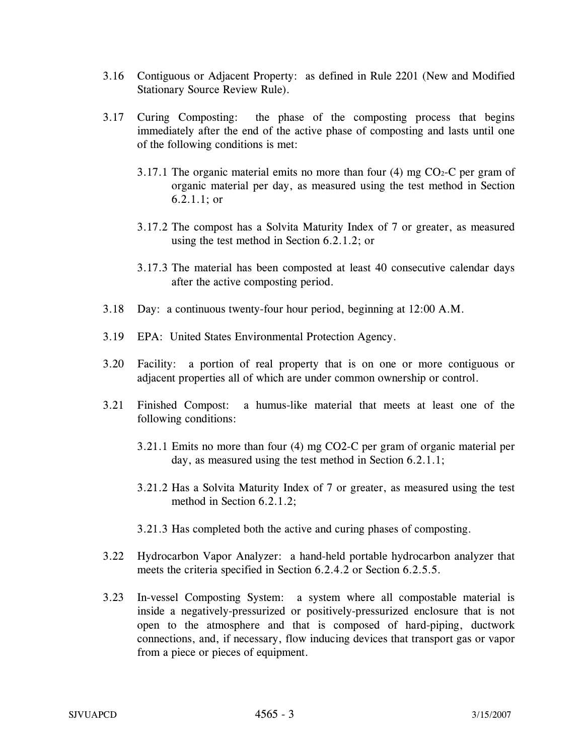3.16 Contiguous or Adjacent Property: as defined in Rule 2201 (New and Modified Stationary Source Review Rule).

3.17 Curing Composting: the phase of the composting process that begins immediately after the end of the active phase of composting and lasts until one of the following conditions is met:

3.17.1 The organic material emits no more than four (4) mg $CO_2$-C per gram of organic material per day, as measured using the test method in Section 6.2.1.1; or

3.17.2 The compost has a Solvita Maturity Index of 7 or greater, as measured using the test method in Section 6.2.1.2; or

3.17.3 The material has been composted at least 40 consecutive calendar days after the active composting period.

3.18 Day: a continuous twenty-four hour period, beginning at 12:00 A.M.

3.19 EPA: United States Environmental Protection Agency.

3.20 Facility: a portion of real property that is on one or more contiguous or adjacent properties all of which are under common ownership or control.

3.21 Finished Compost: a humus-like material that meets at least one of the following conditions:

3.21.1 Emits no more than four (4) mg CO2-C per gram of organic material per day, as measured using the test method in Section 6.2.1.1;

3.21.2 Has a Solvita Maturity Index of 7 or greater, as measured using the test method in Section 6.2.1.2;

3.21.3 Has completed both the active and curing phases of composting.

3.22 Hydrocarbon Vapor Analyzer: a hand-held portable hydrocarbon analyzer that meets the criteria specified in Section 6.2.4.2 or Section 6.2.5.5.

3.23 In-vessel Composting System: a system where all compostable material is inside a negatively-pressurized or positively-pressurized enclosure that is not open to the atmosphere and that is composed of hard-piping, ductwork connections, and, if necessary, flow inducing devices that transport gas or vapor from a piece or pieces of equipment.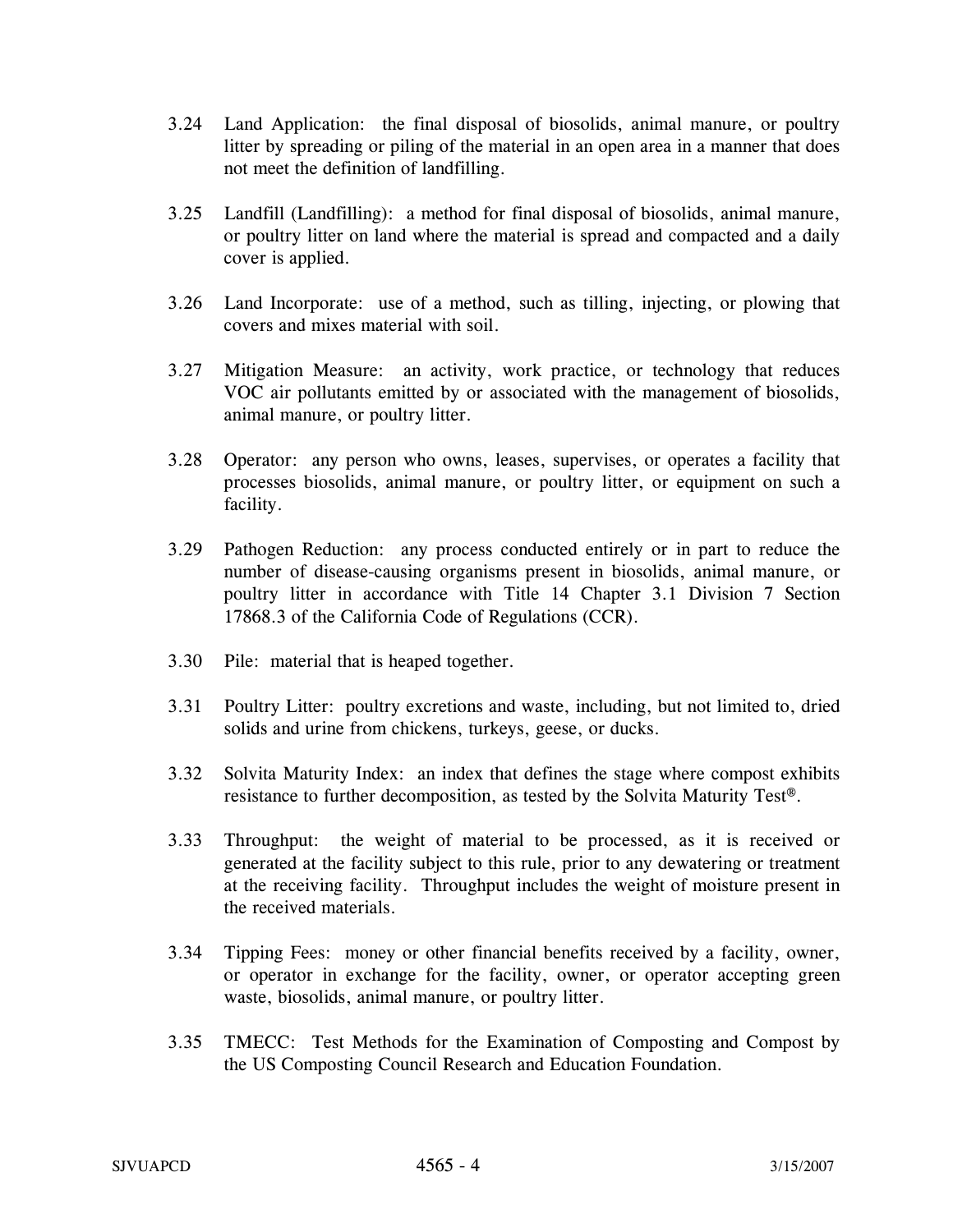3.24 Land Application: the final disposal of biosolids, animal manure, or poultry litter by spreading or piling of the material in an open area in a manner that does not meet the definition of landfilling.

3.25 Landfill (Landfilling): a method for final disposal of biosolids, animal manure, or poultry litter on land where the material is spread and compacted and a daily cover is applied.

3.26 Land Incorporate: use of a method, such as tilling, injecting, or plowing that covers and mixes material with soil.

3.27 Mitigation Measure: an activity, work practice, or technology that reduces VOC air pollutants emitted by or associated with the management of biosolids, animal manure, or poultry litter.

3.28 Operator: any person who owns, leases, supervises, or operates a facility that processes biosolids, animal manure, or poultry litter, or equipment on such a facility.

3.29 Pathogen Reduction: any process conducted entirely or in part to reduce the number of disease-causing organisms present in biosolids, animal manure, or poultry litter in accordance with Title 14 Chapter 3.1 Division 7 Section 17868.3 of the California Code of Regulations (CCR).

3.30 Pile: material that is heaped together.

3.31 Poultry Litter: poultry excretions and waste, including, but not limited to, dried solids and urine from chickens, turkeys, geese, or ducks.

3.32 Solvita Maturity Index: an index that defines the stage where compost exhibits resistance to further decomposition, as tested by the Solvita Maturity Test®.

3.33 Throughput: the weight of material to be processed, as it is received or generated at the facility subject to this rule, prior to any dewatering or treatment at the receiving facility. Throughput includes the weight of moisture present in the received materials.

3.34 Tipping Fees: money or other financial benefits received by a facility, owner, or operator in exchange for the facility, owner, or operator accepting green waste, biosolids, animal manure, or poultry litter.

3.35 TMECC: Test Methods for the Examination of Composting and Compost by the US Composting Council Research and Education Foundation.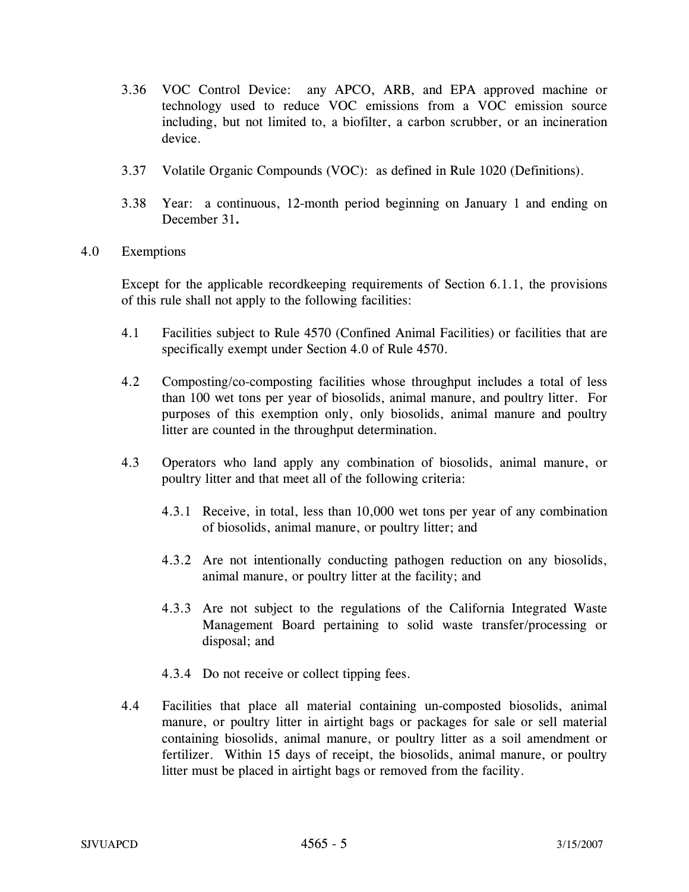3.36 VOC Control Device: any APCO, ARB, and EPA approved machine or technology used to reduce VOC emissions from a VOC emission source including, but not limited to, a biofilter, a carbon scrubber, or an incineration device.

3.37 Volatile Organic Compounds (VOC): as defined in Rule 1020 (Definitions).

3.38 Year: a continuous, 12-month period beginning on January 1 and ending on December 31.

## 4.0 Exemptions

Except for the applicable recordkeeping requirements of Section 6.1.1, the provisions of this rule shall not apply to the following facilities:

4.1 Facilities subject to Rule 4570 (Confined Animal Facilities) or facilities that are specifically exempt under Section 4.0 of Rule 4570.

4.2 Composting/co-composting facilities whose throughput includes a total of less than 100 wet tons per year of biosolids, animal manure, and poultry litter. For purposes of this exemption only, only biosolids, animal manure and poultry litter are counted in the throughput determination.

4.3 Operators who land apply any combination of biosolids, animal manure, or poultry litter and that meet all of the following criteria:

4.3.1 Receive, in total, less than 10,000 wet tons per year of any combination of biosolids, animal manure, or poultry litter; and

4.3.2 Are not intentionally conducting pathogen reduction on any biosolids, animal manure, or poultry litter at the facility; and

4.3.3 Are not subject to the regulations of the California Integrated Waste Management Board pertaining to solid waste transfer/processing or disposal; and

4.3.4 Do not receive or collect tipping fees.

4.4 Facilities that place all material containing un-composted biosolids, animal manure, or poultry litter in airtight bags or packages for sale or sell material containing biosolids, animal manure, or poultry litter as a soil amendment or fertilizer. Within 15 days of receipt, the biosolids, animal manure, or poultry litter must be placed in airtight bags or removed from the facility.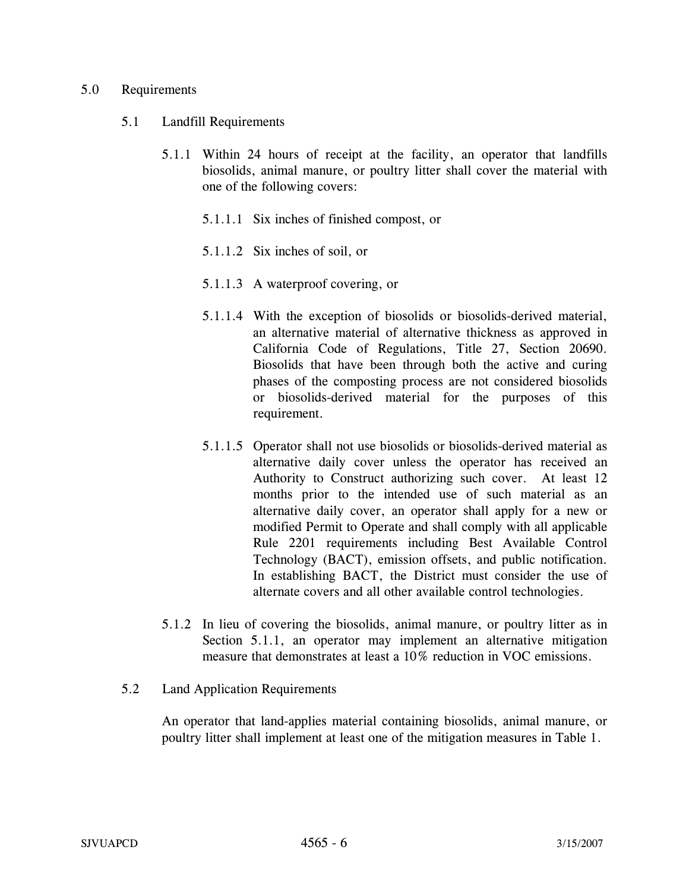## 5.0 Requirements

### 5.1 Landfill Requirements

5.1.1 Within 24 hours of receipt at the facility, an operator that landfills biosolids, animal manure, or poultry litter shall cover the material with one of the following covers:

5.1.1.1 Six inches of finished compost, or

5.1.1.2 Six inches of soil, or

5.1.1.3 A waterproof covering, or

5.1.1.4 With the exception of biosolids or biosolids-derived material, an alternative material of alternative thickness as approved in California Code of Regulations, Title 27, Section 20690. Biosolids that have been through both the active and curing phases of the composting process are not considered biosolids or biosolids-derived material for the purposes of this requirement.

5.1.1.5 Operator shall not use biosolids or biosolids-derived material as alternative daily cover unless the operator has received an Authority to Construct authorizing such cover. At least 12 months prior to the intended use of such material as an alternative daily cover, an operator shall apply for a new or modified Permit to Operate and shall comply with all applicable Rule 2201 requirements including Best Available Control Technology (BACT), emission offsets, and public notification. In establishing BACT, the District must consider the use of alternate covers and all other available control technologies.

5.1.2 In lieu of covering the biosolids, animal manure, or poultry litter as in Section 5.1.1, an operator may implement an alternative mitigation measure that demonstrates at least a 10% reduction in VOC emissions.

### 5.2 Land Application Requirements

An operator that land-applies material containing biosolids, animal manure, or poultry litter shall implement at least one of the mitigation measures in Table 1.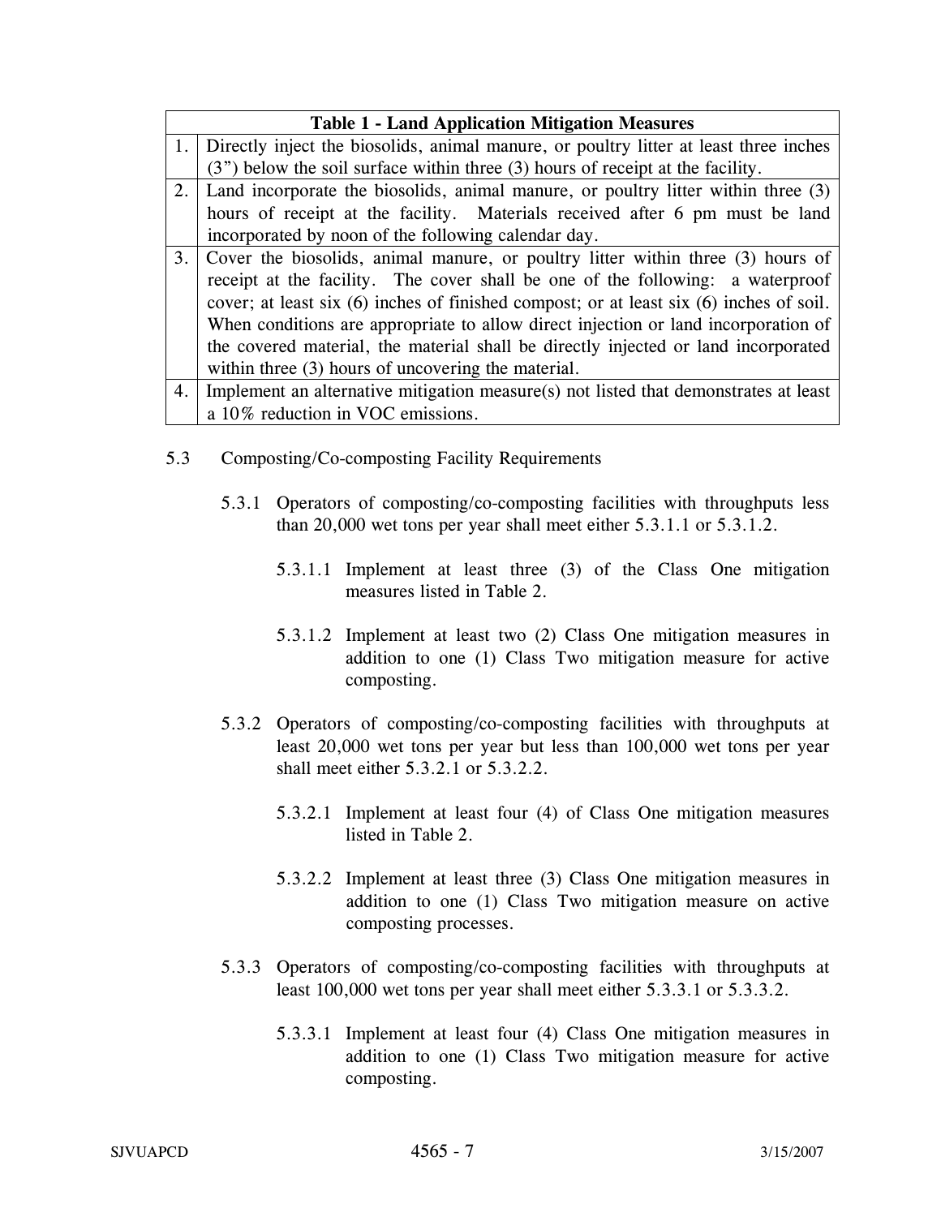| Table 1 - Land Application Mitigation Measures | |
|---|---|
| 1. | Directly inject the biosolids, animal manure, or poultry litter at least three inches (3") below the soil surface within three (3) hours of receipt at the facility. |
| 2. | Land incorporate the biosolids, animal manure, or poultry litter within three (3) hours of receipt at the facility. Materials received after 6 pm must be land incorporated by noon of the following calendar day. |
| 3. | Cover the biosolids, animal manure, or poultry litter within three (3) hours of receipt at the facility. The cover shall be one of the following: a waterproof cover; at least six (6) inches of finished compost; or at least six (6) inches of soil. When conditions are appropriate to allow direct injection or land incorporation of the covered material, the material shall be directly injected or land incorporated within three (3) hours of uncovering the material. |
| 4. | Implement an alternative mitigation measure(s) not listed that demonstrates at least a 10% reduction in VOC emissions. |

5.3 Composting/Co-composting Facility Requirements

5.3.1 Operators of composting/co-composting facilities with throughputs less than 20,000 wet tons per year shall meet either 5.3.1.1 or 5.3.1.2.

5.3.1.1 Implement at least three (3) of the Class One mitigation measures listed in Table 2.

5.3.1.2 Implement at least two (2) Class One mitigation measures in addition to one (1) Class Two mitigation measure for active composting.

5.3.2 Operators of composting/co-composting facilities with throughputs at least 20,000 wet tons per year but less than 100,000 wet tons per year shall meet either 5.3.2.1 or 5.3.2.2.

5.3.2.1 Implement at least four (4) of Class One mitigation measures listed in Table 2.

5.3.2.2 Implement at least three (3) Class One mitigation measures in addition to one (1) Class Two mitigation measure on active composting processes.

5.3.3 Operators of composting/co-composting facilities with throughputs at least 100,000 wet tons per year shall meet either 5.3.3.1 or 5.3.3.2.

5.3.3.1 Implement at least four (4) Class One mitigation measures in addition to one (1) Class Two mitigation measure for active composting.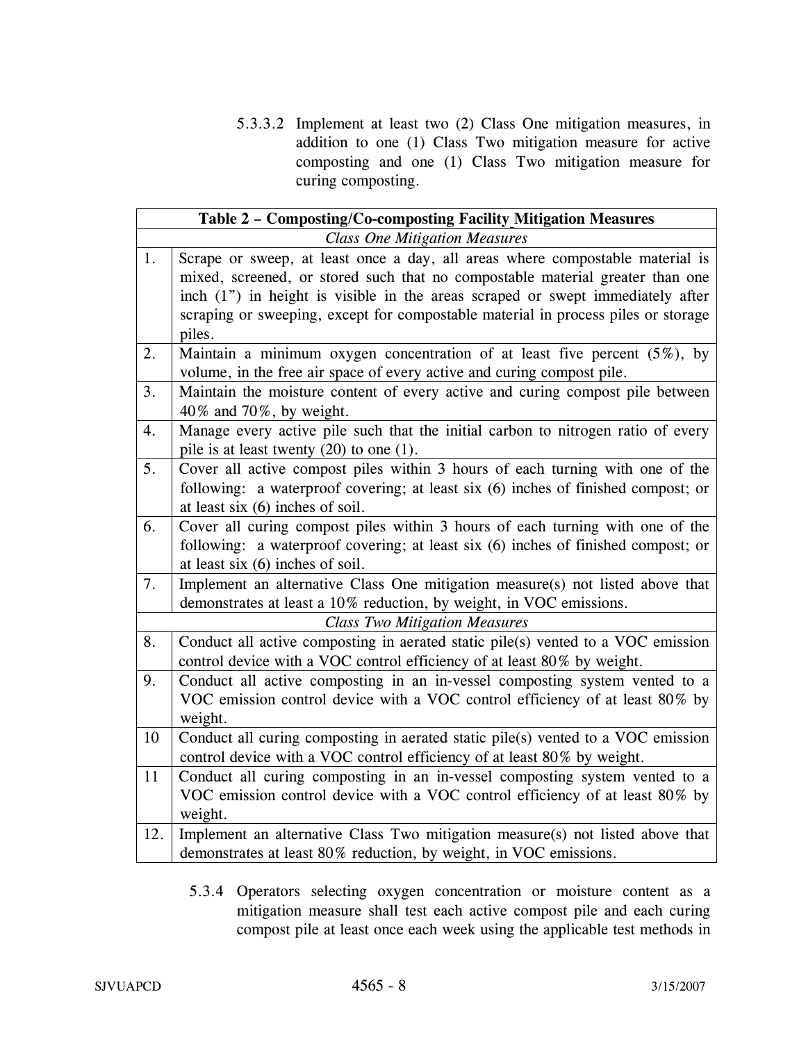5.3.3.2 Implement at least two (2) Class One mitigation measures, in addition to one (1) Class Two mitigation measure for active composting and one (1) Class Two mitigation measure for curing composting.

| **Table 2 – Composting/Co-composting Facility Mitigation Measures** | |
|---|---|
| *Class One Mitigation Measures* | |
| 1. | Scrape or sweep, at least once a day, all areas where compostable material is mixed, screened, or stored such that no compostable material greater than one inch (1") in height is visible in the areas scraped or swept immediately after scraping or sweeping, except for compostable material in process piles or storage piles. |
| 2. | Maintain a minimum oxygen concentration of at least five percent (5%), by volume, in the free air space of every active and curing compost pile. |
| 3. | Maintain the moisture content of every active and curing compost pile between 40% and 70%, by weight. |
| 4. | Manage every active pile such that the initial carbon to nitrogen ratio of every pile is at least twenty (20) to one (1). |
| 5. | Cover all active compost piles within 3 hours of each turning with one of the following: a waterproof covering; at least six (6) inches of finished compost; or at least six (6) inches of soil. |
| 6. | Cover all curing compost piles within 3 hours of each turning with one of the following: a waterproof covering; at least six (6) inches of finished compost; or at least six (6) inches of soil. |
| 7. | Implement an alternative Class One mitigation measure(s) not listed above that demonstrates at least a 10% reduction, by weight, in VOC emissions. |
| *Class Two Mitigation Measures* | |
| 8. | Conduct all active composting in aerated static pile(s) vented to a VOC emission control device with a VOC control efficiency of at least 80% by weight. |
| 9. | Conduct all active composting in an in-vessel composting system vented to a VOC emission control device with a VOC control efficiency of at least 80% by weight. |
| 10 | Conduct all curing composting in aerated static pile(s) vented to a VOC emission control device with a VOC control efficiency of at least 80% by weight. |
| 11 | Conduct all curing composting in an in-vessel composting system vented to a VOC emission control device with a VOC control efficiency of at least 80% by weight. |
| 12. | Implement an alternative Class Two mitigation measure(s) not listed above that demonstrates at least 80% reduction, by weight, in VOC emissions. |

5.3.4 Operators selecting oxygen concentration or moisture content as a mitigation measure shall test each active compost pile and each curing compost pile at least once each week using the applicable test methods in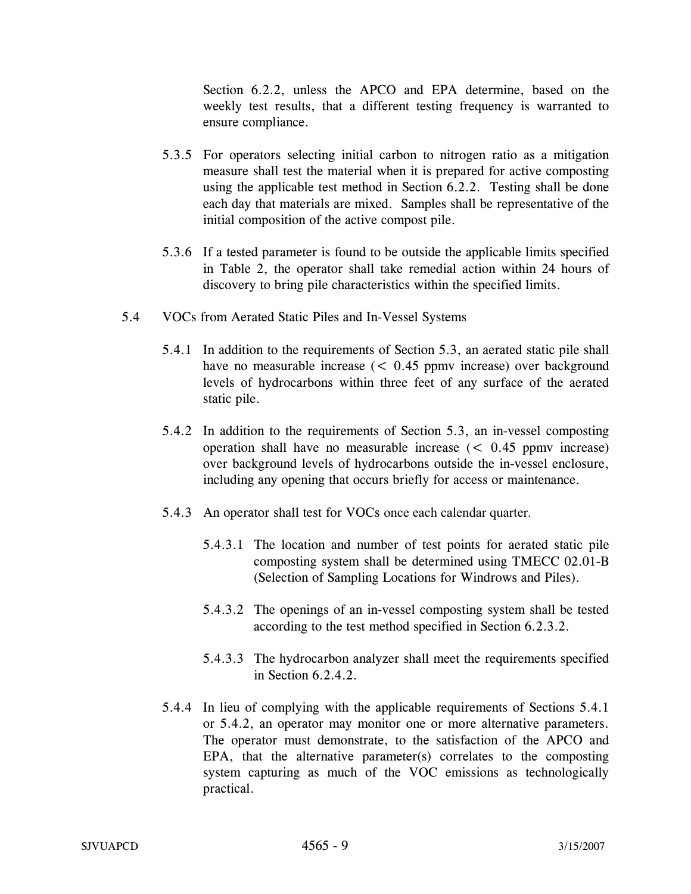Section 6.2.2, unless the APCO and EPA determine, based on the weekly test results, that a different testing frequency is warranted to ensure compliance.

5.3.5 For operators selecting initial carbon to nitrogen ratio as a mitigation measure shall test the material when it is prepared for active composting using the applicable test method in Section 6.2.2. Testing shall be done each day that materials are mixed. Samples shall be representative of the initial composition of the active compost pile.

5.3.6 If a tested parameter is found to be outside the applicable limits specified in Table 2, the operator shall take remedial action within 24 hours of discovery to bring pile characteristics within the specified limits.

5.4 VOCs from Aerated Static Piles and In-Vessel Systems

5.4.1 In addition to the requirements of Section 5.3, an aerated static pile shall have no measurable increase (< 0.45 ppmv increase) over background levels of hydrocarbons within three feet of any surface of the aerated static pile.

5.4.2 In addition to the requirements of Section 5.3, an in-vessel composting operation shall have no measurable increase (< 0.45 ppmv increase) over background levels of hydrocarbons outside the in-vessel enclosure, including any opening that occurs briefly for access or maintenance.

5.4.3 An operator shall test for VOCs once each calendar quarter.

5.4.3.1 The location and number of test points for aerated static pile composting system shall be determined using TMECC 02.01-B (Selection of Sampling Locations for Windrows and Piles).

5.4.3.2 The openings of an in-vessel composting system shall be tested according to the test method specified in Section 6.2.3.2.

5.4.3.3 The hydrocarbon analyzer shall meet the requirements specified in Section 6.2.4.2.

5.4.4 In lieu of complying with the applicable requirements of Sections 5.4.1 or 5.4.2, an operator may monitor one or more alternative parameters. The operator must demonstrate, to the satisfaction of the APCO and EPA, that the alternative parameter(s) correlates to the composting system capturing as much of the VOC emissions as technologically practical.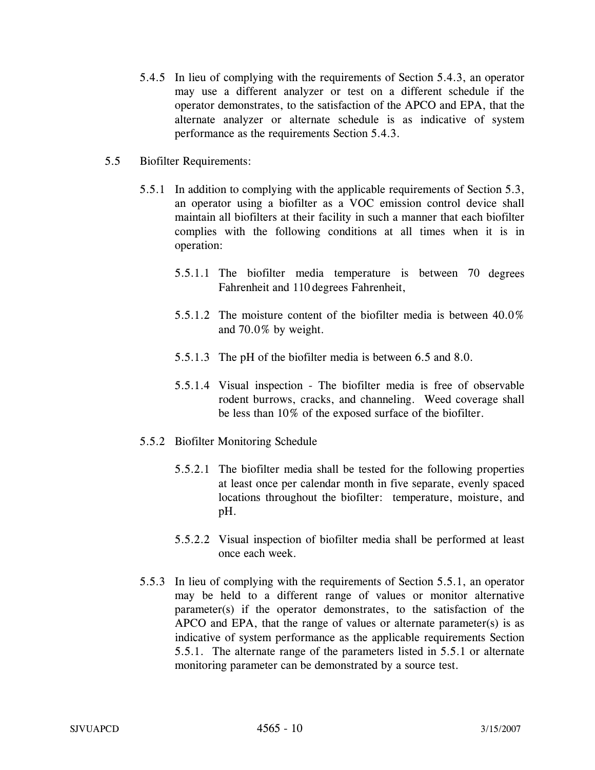5.4.5 In lieu of complying with the requirements of Section 5.4.3, an operator may use a different analyzer or test on a different schedule if the operator demonstrates, to the satisfaction of the APCO and EPA, that the alternate analyzer or alternate schedule is as indicative of system performance as the requirements Section 5.4.3.

5.5 Biofilter Requirements:

5.5.1 In addition to complying with the applicable requirements of Section 5.3, an operator using a biofilter as a VOC emission control device shall maintain all biofilters at their facility in such a manner that each biofilter complies with the following conditions at all times when it is in operation:

5.5.1.1 The biofilter media temperature is between 70 degrees Fahrenheit and 110 degrees Fahrenheit,

5.5.1.2 The moisture content of the biofilter media is between 40.0% and 70.0% by weight.

5.5.1.3 The pH of the biofilter media is between 6.5 and 8.0.

5.5.1.4 Visual inspection - The biofilter media is free of observable rodent burrows, cracks, and channeling. Weed coverage shall be less than 10% of the exposed surface of the biofilter.

5.5.2 Biofilter Monitoring Schedule

5.5.2.1 The biofilter media shall be tested for the following properties at least once per calendar month in five separate, evenly spaced locations throughout the biofilter: temperature, moisture, and pH.

5.5.2.2 Visual inspection of biofilter media shall be performed at least once each week.

5.5.3 In lieu of complying with the requirements of Section 5.5.1, an operator may be held to a different range of values or monitor alternative parameter(s) if the operator demonstrates, to the satisfaction of the APCO and EPA, that the range of values or alternate parameter(s) is as indicative of system performance as the applicable requirements Section 5.5.1. The alternate range of the parameters listed in 5.5.1 or alternate monitoring parameter can be demonstrated by a source test.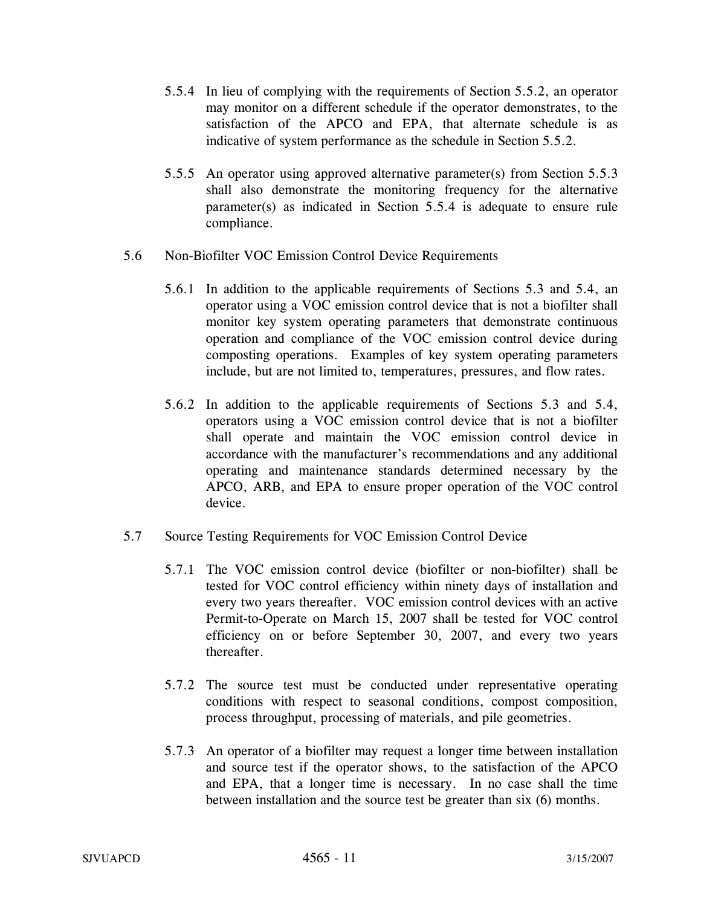5.5.4 In lieu of complying with the requirements of Section 5.5.2, an operator may monitor on a different schedule if the operator demonstrates, to the satisfaction of the APCO and EPA, that alternate schedule is as indicative of system performance as the schedule in Section 5.5.2.

5.5.5 An operator using approved alternative parameter(s) from Section 5.5.3 shall also demonstrate the monitoring frequency for the alternative parameter(s) as indicated in Section 5.5.4 is adequate to ensure rule compliance.

5.6 Non-Biofilter VOC Emission Control Device Requirements

5.6.1 In addition to the applicable requirements of Sections 5.3 and 5.4, an operator using a VOC emission control device that is not a biofilter shall monitor key system operating parameters that demonstrate continuous operation and compliance of the VOC emission control device during composting operations. Examples of key system operating parameters include, but are not limited to, temperatures, pressures, and flow rates.

5.6.2 In addition to the applicable requirements of Sections 5.3 and 5.4, operators using a VOC emission control device that is not a biofilter shall operate and maintain the VOC emission control device in accordance with the manufacturer's recommendations and any additional operating and maintenance standards determined necessary by the APCO, ARB, and EPA to ensure proper operation of the VOC control device.

5.7 Source Testing Requirements for VOC Emission Control Device

5.7.1 The VOC emission control device (biofilter or non-biofilter) shall be tested for VOC control efficiency within ninety days of installation and every two years thereafter. VOC emission control devices with an active Permit-to-Operate on March 15, 2007 shall be tested for VOC control efficiency on or before September 30, 2007, and every two years thereafter.

5.7.2 The source test must be conducted under representative operating conditions with respect to seasonal conditions, compost composition, process throughput, processing of materials, and pile geometries.

5.7.3 An operator of a biofilter may request a longer time between installation and source test if the operator shows, to the satisfaction of the APCO and EPA, that a longer time is necessary. In no case shall the time between installation and the source test be greater than six (6) months.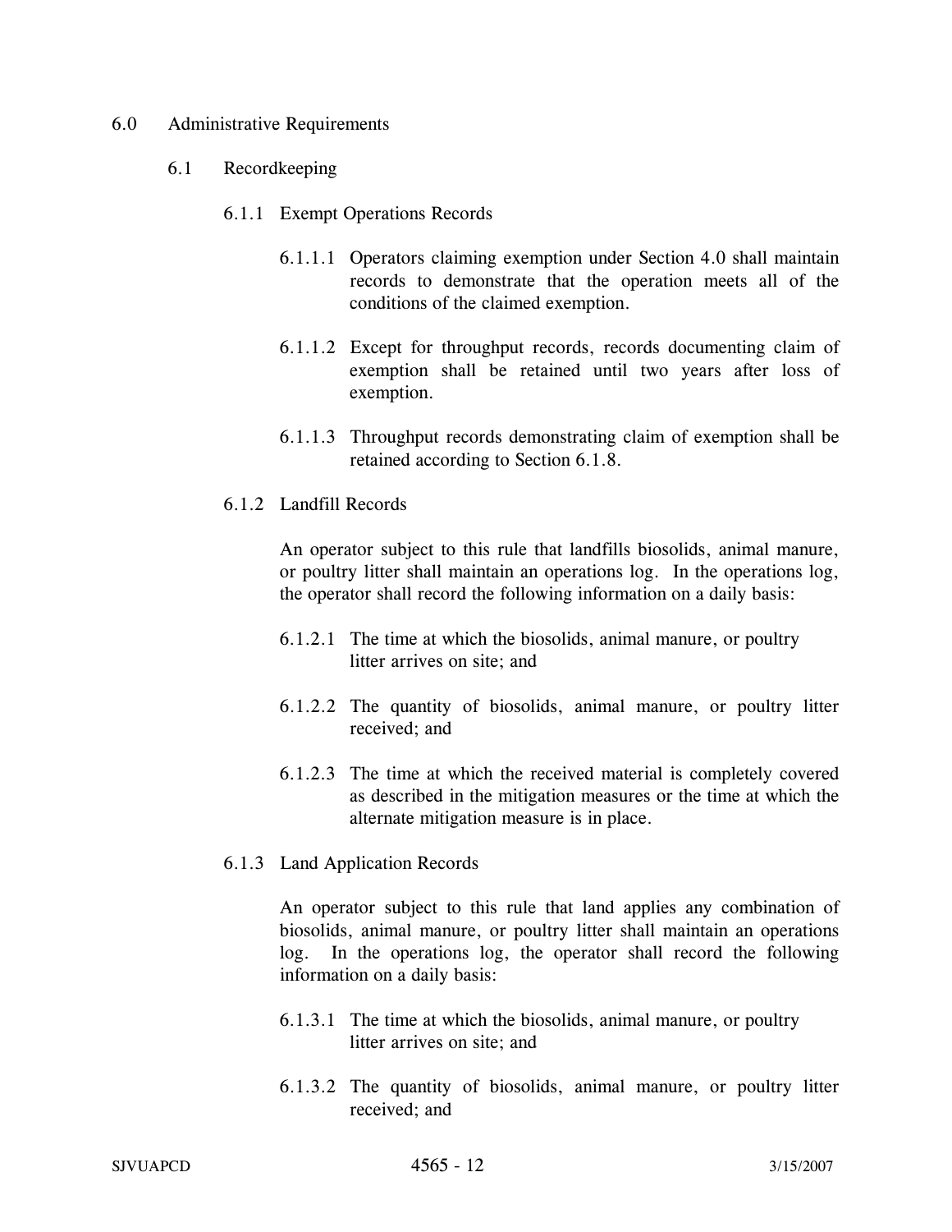6.0 Administrative Requirements

6.1 Recordkeeping

6.1.1 Exempt Operations Records

6.1.1.1 Operators claiming exemption under Section 4.0 shall maintain records to demonstrate that the operation meets all of the conditions of the claimed exemption.

6.1.1.2 Except for throughput records, records documenting claim of exemption shall be retained until two years after loss of exemption.

6.1.1.3 Throughput records demonstrating claim of exemption shall be retained according to Section 6.1.8.

6.1.2 Landfill Records

An operator subject to this rule that landfills biosolids, animal manure, or poultry litter shall maintain an operations log. In the operations log, the operator shall record the following information on a daily basis:

6.1.2.1 The time at which the biosolids, animal manure, or poultry litter arrives on site; and

6.1.2.2 The quantity of biosolids, animal manure, or poultry litter received; and

6.1.2.3 The time at which the received material is completely covered as described in the mitigation measures or the time at which the alternate mitigation measure is in place.

6.1.3 Land Application Records

An operator subject to this rule that land applies any combination of biosolids, animal manure, or poultry litter shall maintain an operations log. In the operations log, the operator shall record the following information on a daily basis:

6.1.3.1 The time at which the biosolids, animal manure, or poultry litter arrives on site; and

6.1.3.2 The quantity of biosolids, animal manure, or poultry litter received; and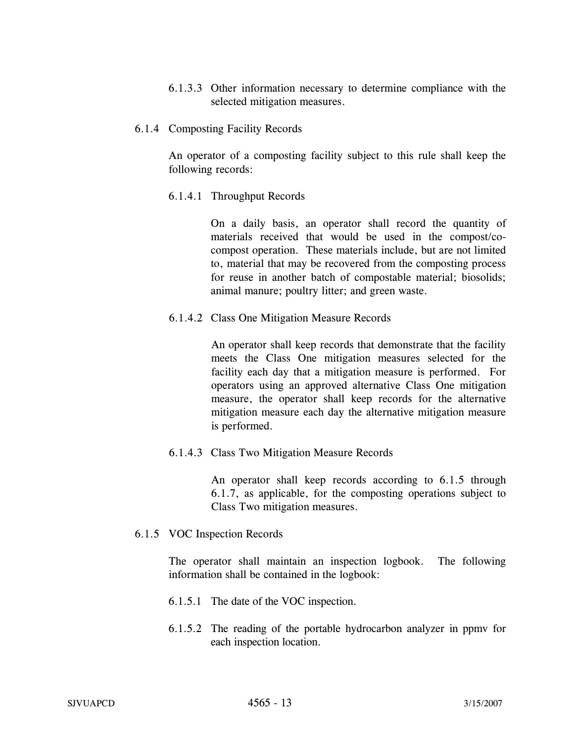6.1.3.3 Other information necessary to determine compliance with the selected mitigation measures.

6.1.4 Composting Facility Records

An operator of a composting facility subject to this rule shall keep the following records:

6.1.4.1 Throughput Records

On a daily basis, an operator shall record the quantity of materials received that would be used in the compost/co-compost operation. These materials include, but are not limited to, material that may be recovered from the composting process for reuse in another batch of compostable material; biosolids; animal manure; poultry litter; and green waste.

6.1.4.2 Class One Mitigation Measure Records

An operator shall keep records that demonstrate that the facility meets the Class One mitigation measures selected for the facility each day that a mitigation measure is performed. For operators using an approved alternative Class One mitigation measure, the operator shall keep records for the alternative mitigation measure each day the alternative mitigation measure is performed.

6.1.4.3 Class Two Mitigation Measure Records

An operator shall keep records according to 6.1.5 through 6.1.7, as applicable, for the composting operations subject to Class Two mitigation measures.

6.1.5 VOC Inspection Records

The operator shall maintain an inspection logbook. The following information shall be contained in the logbook:

6.1.5.1 The date of the VOC inspection.

6.1.5.2 The reading of the portable hydrocarbon analyzer in ppmv for each inspection location.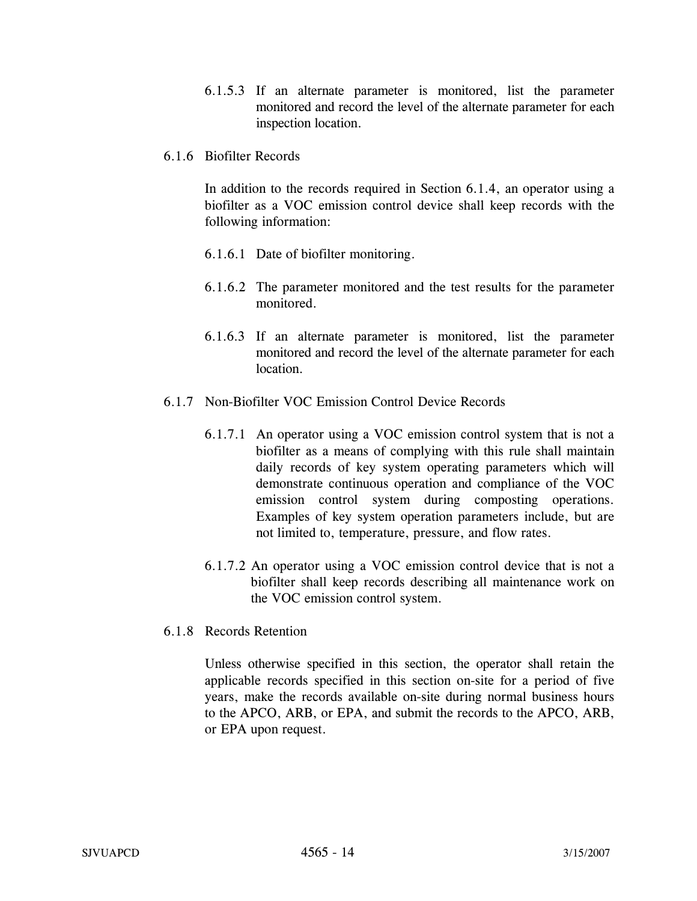6.1.5.3 If an alternate parameter is monitored, list the parameter monitored and record the level of the alternate parameter for each inspection location.

6.1.6 Biofilter Records

In addition to the records required in Section 6.1.4, an operator using a biofilter as a VOC emission control device shall keep records with the following information:

6.1.6.1 Date of biofilter monitoring.

6.1.6.2 The parameter monitored and the test results for the parameter monitored.

6.1.6.3 If an alternate parameter is monitored, list the parameter monitored and record the level of the alternate parameter for each location.

6.1.7 Non-Biofilter VOC Emission Control Device Records

6.1.7.1 An operator using a VOC emission control system that is not a biofilter as a means of complying with this rule shall maintain daily records of key system operating parameters which will demonstrate continuous operation and compliance of the VOC emission control system during composting operations. Examples of key system operation parameters include, but are not limited to, temperature, pressure, and flow rates.

6.1.7.2 An operator using a VOC emission control device that is not a biofilter shall keep records describing all maintenance work on the VOC emission control system.

6.1.8 Records Retention

Unless otherwise specified in this section, the operator shall retain the applicable records specified in this section on-site for a period of five years, make the records available on-site during normal business hours to the APCO, ARB, or EPA, and submit the records to the APCO, ARB, or EPA upon request.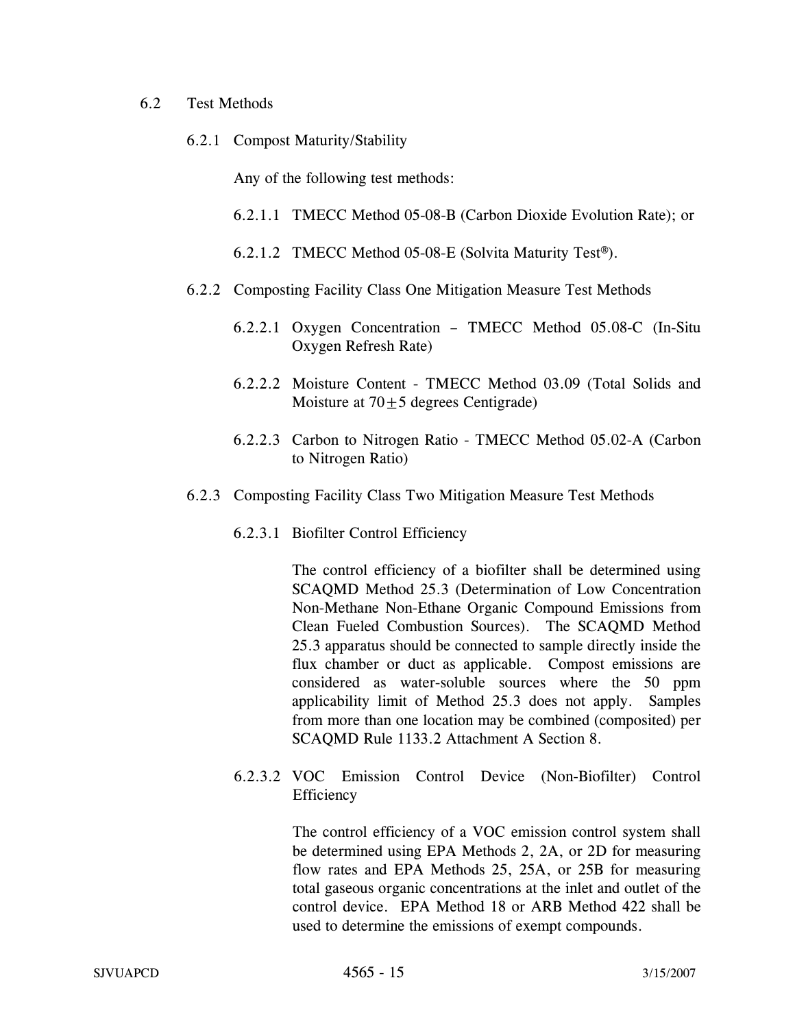6.2 Test Methods

6.2.1 Compost Maturity/Stability

Any of the following test methods:

6.2.1.1 TMECC Method 05-08-B (Carbon Dioxide Evolution Rate); or

6.2.1.2 TMECC Method 05-08-E (Solvita Maturity Test®).

6.2.2 Composting Facility Class One Mitigation Measure Test Methods

6.2.2.1 Oxygen Concentration – TMECC Method 05.08-C (In-Situ Oxygen Refresh Rate)

6.2.2.2 Moisture Content - TMECC Method 03.09 (Total Solids and Moisture at $70 \pm 5$ degrees Centigrade)

6.2.2.3 Carbon to Nitrogen Ratio - TMECC Method 05.02-A (Carbon to Nitrogen Ratio)

6.2.3 Composting Facility Class Two Mitigation Measure Test Methods

6.2.3.1 Biofilter Control Efficiency

The control efficiency of a biofilter shall be determined using SCAQMD Method 25.3 (Determination of Low Concentration Non-Methane Non-Ethane Organic Compound Emissions from Clean Fueled Combustion Sources). The SCAQMD Method 25.3 apparatus should be connected to sample directly inside the flux chamber or duct as applicable. Compost emissions are considered as water-soluble sources where the 50 ppm applicability limit of Method 25.3 does not apply. Samples from more than one location may be combined (composited) per SCAQMD Rule 1133.2 Attachment A Section 8.

6.2.3.2 VOC Emission Control Device (Non-Biofilter) Control Efficiency

The control efficiency of a VOC emission control system shall be determined using EPA Methods 2, 2A, or 2D for measuring flow rates and EPA Methods 25, 25A, or 25B for measuring total gaseous organic concentrations at the inlet and outlet of the control device. EPA Method 18 or ARB Method 422 shall be used to determine the emissions of exempt compounds.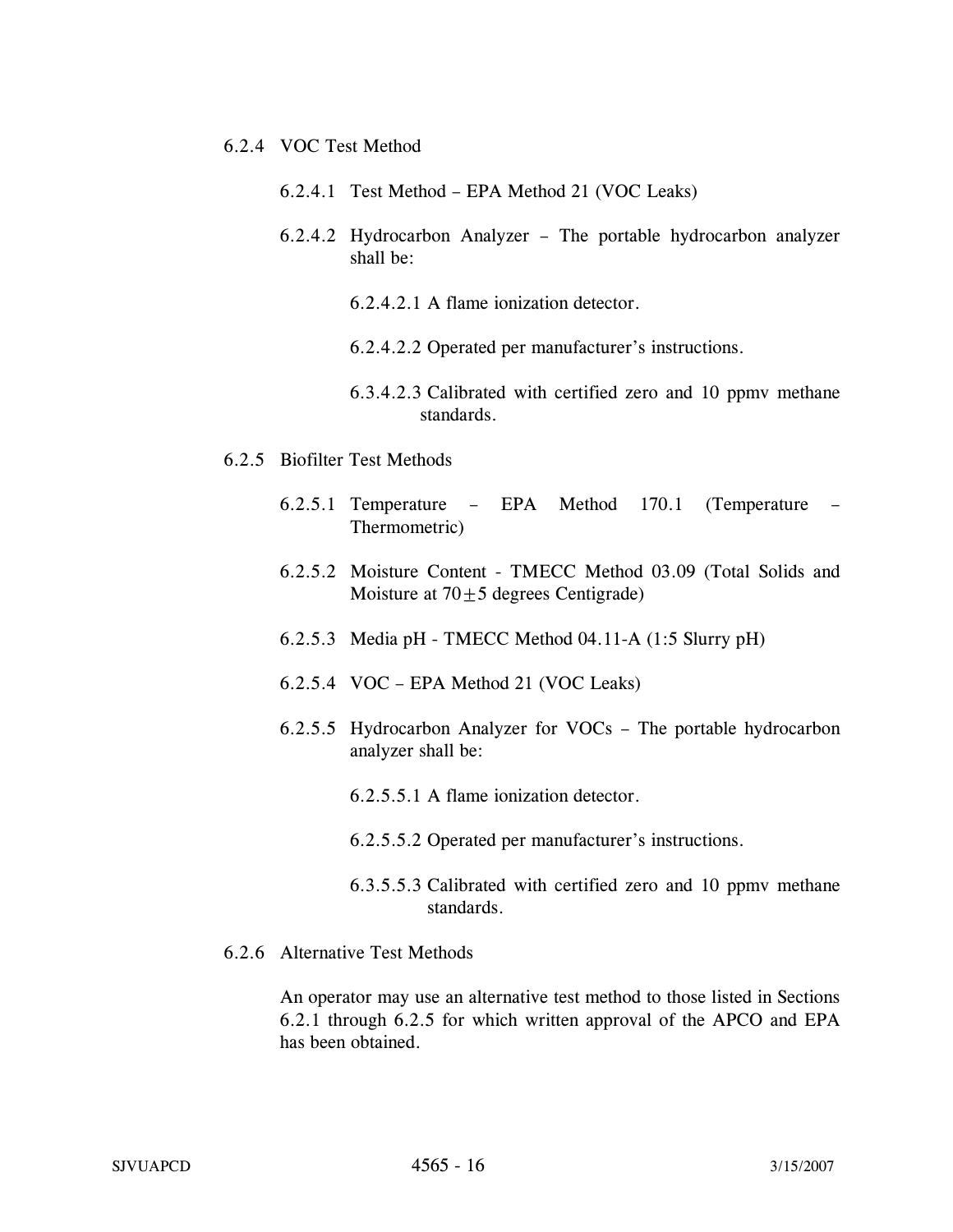6.2.4 VOC Test Method

6.2.4.1 Test Method – EPA Method 21 (VOC Leaks)

6.2.4.2 Hydrocarbon Analyzer – The portable hydrocarbon analyzer shall be:

6.2.4.2.1 A flame ionization detector.

6.2.4.2.2 Operated per manufacturer's instructions.

6.3.4.2.3 Calibrated with certified zero and 10 ppmv methane standards.

6.2.5 Biofilter Test Methods

6.2.5.1 Temperature – EPA Method 170.1 (Temperature – Thermometric)

6.2.5.2 Moisture Content - TMECC Method 03.09 (Total Solids and Moisture at 70±5 degrees Centigrade)

6.2.5.3 Media pH - TMECC Method 04.11-A (1:5 Slurry pH)

6.2.5.4 VOC – EPA Method 21 (VOC Leaks)

6.2.5.5 Hydrocarbon Analyzer for VOCs – The portable hydrocarbon analyzer shall be:

6.2.5.5.1 A flame ionization detector.

6.2.5.5.2 Operated per manufacturer's instructions.

6.3.5.5.3 Calibrated with certified zero and 10 ppmv methane standards.

6.2.6 Alternative Test Methods

An operator may use an alternative test method to those listed in Sections 6.2.1 through 6.2.5 for which written approval of the APCO and EPA has been obtained.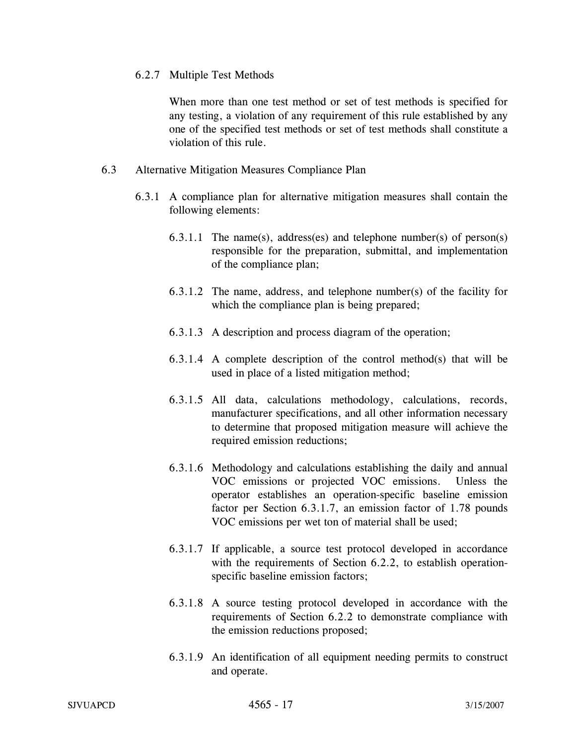6.2.7 Multiple Test Methods

When more than one test method or set of test methods is specified for any testing, a violation of any requirement of this rule established by any one of the specified test methods or set of test methods shall constitute a violation of this rule.

6.3 Alternative Mitigation Measures Compliance Plan

6.3.1 A compliance plan for alternative mitigation measures shall contain the following elements:

6.3.1.1 The name(s), address(es) and telephone number(s) of person(s) responsible for the preparation, submittal, and implementation of the compliance plan;

6.3.1.2 The name, address, and telephone number(s) of the facility for which the compliance plan is being prepared;

6.3.1.3 A description and process diagram of the operation;

6.3.1.4 A complete description of the control method(s) that will be used in place of a listed mitigation method;

6.3.1.5 All data, calculations methodology, calculations, records, manufacturer specifications, and all other information necessary to determine that proposed mitigation measure will achieve the required emission reductions;

6.3.1.6 Methodology and calculations establishing the daily and annual VOC emissions or projected VOC emissions. Unless the operator establishes an operation-specific baseline emission factor per Section 6.3.1.7, an emission factor of 1.78 pounds VOC emissions per wet ton of material shall be used;

6.3.1.7 If applicable, a source test protocol developed in accordance with the requirements of Section 6.2.2, to establish operation-specific baseline emission factors;

6.3.1.8 A source testing protocol developed in accordance with the requirements of Section 6.2.2 to demonstrate compliance with the emission reductions proposed;

6.3.1.9 An identification of all equipment needing permits to construct and operate.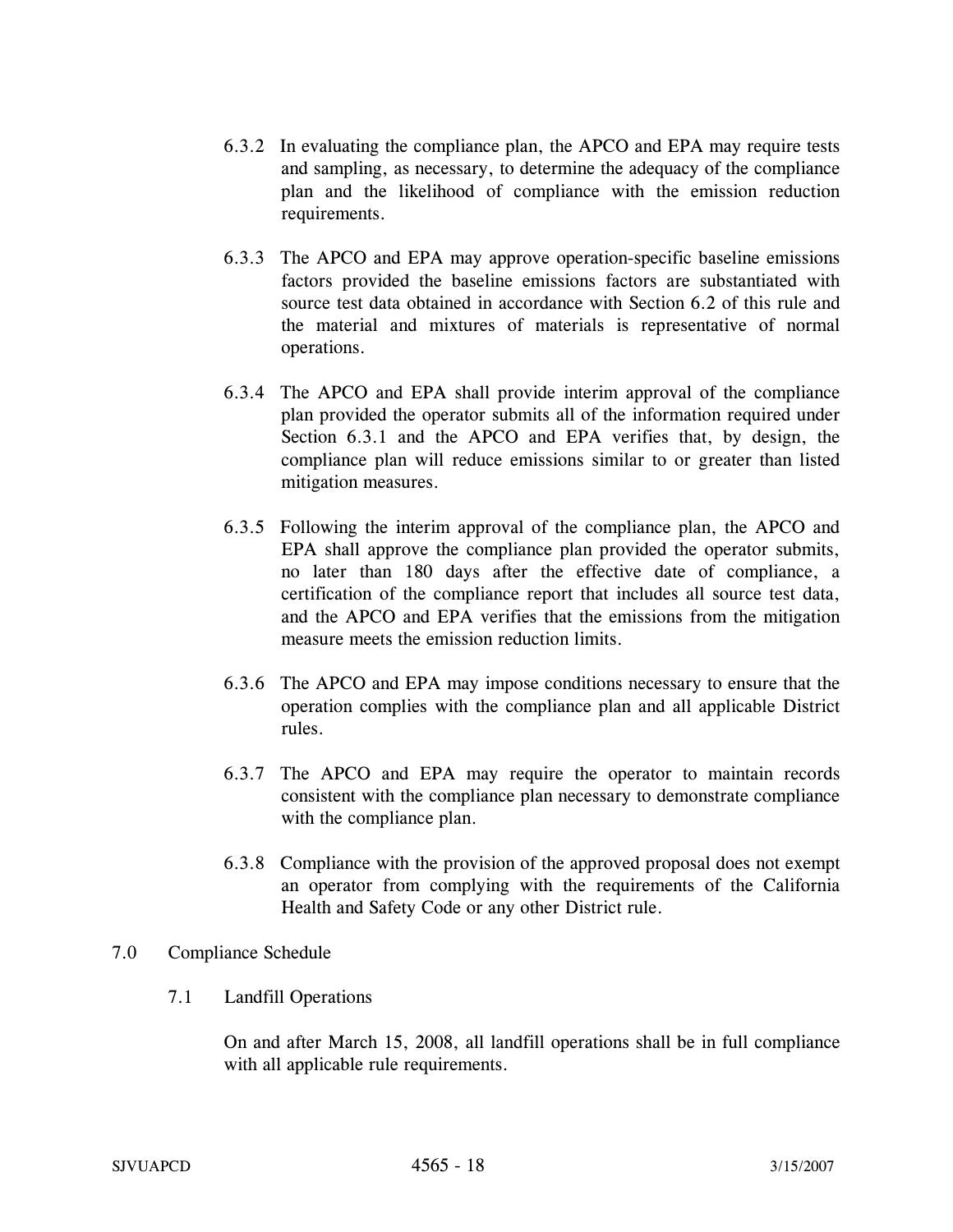6.3.2 In evaluating the compliance plan, the APCO and EPA may require tests and sampling, as necessary, to determine the adequacy of the compliance plan and the likelihood of compliance with the emission reduction requirements.

6.3.3 The APCO and EPA may approve operation-specific baseline emissions factors provided the baseline emissions factors are substantiated with source test data obtained in accordance with Section 6.2 of this rule and the material and mixtures of materials is representative of normal operations.

6.3.4 The APCO and EPA shall provide interim approval of the compliance plan provided the operator submits all of the information required under Section 6.3.1 and the APCO and EPA verifies that, by design, the compliance plan will reduce emissions similar to or greater than listed mitigation measures.

6.3.5 Following the interim approval of the compliance plan, the APCO and EPA shall approve the compliance plan provided the operator submits, no later than 180 days after the effective date of compliance, a certification of the compliance report that includes all source test data, and the APCO and EPA verifies that the emissions from the mitigation measure meets the emission reduction limits.

6.3.6 The APCO and EPA may impose conditions necessary to ensure that the operation complies with the compliance plan and all applicable District rules.

6.3.7 The APCO and EPA may require the operator to maintain records consistent with the compliance plan necessary to demonstrate compliance with the compliance plan.

6.3.8 Compliance with the provision of the approved proposal does not exempt an operator from complying with the requirements of the California Health and Safety Code or any other District rule.

## 7.0 Compliance Schedule

### 7.1 Landfill Operations

On and after March 15, 2008, all landfill operations shall be in full compliance with all applicable rule requirements.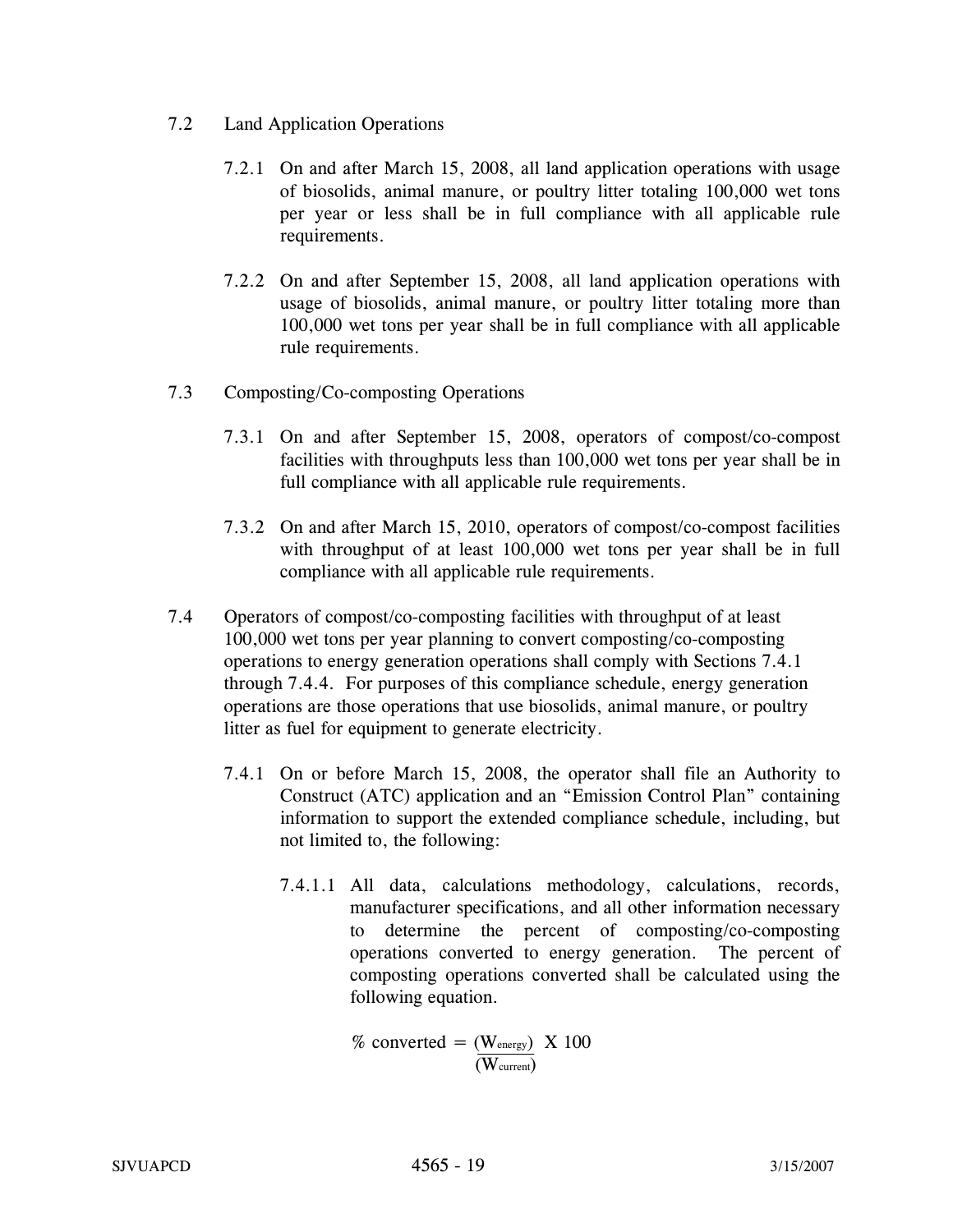7.2 Land Application Operations

7.2.1 On and after March 15, 2008, all land application operations with usage of biosolids, animal manure, or poultry litter totaling 100,000 wet tons per year or less shall be in full compliance with all applicable rule requirements.

7.2.2 On and after September 15, 2008, all land application operations with usage of biosolids, animal manure, or poultry litter totaling more than 100,000 wet tons per year shall be in full compliance with all applicable rule requirements.

7.3 Composting/Co-composting Operations

7.3.1 On and after September 15, 2008, operators of compost/co-compost facilities with throughputs less than 100,000 wet tons per year shall be in full compliance with all applicable rule requirements.

7.3.2 On and after March 15, 2010, operators of compost/co-compost facilities with throughput of at least 100,000 wet tons per year shall be in full compliance with all applicable rule requirements.

7.4 Operators of compost/co-composting facilities with throughput of at least 100,000 wet tons per year planning to convert composting/co-composting operations to energy generation operations shall comply with Sections 7.4.1 through 7.4.4. For purposes of this compliance schedule, energy generation operations are those operations that use biosolids, animal manure, or poultry litter as fuel for equipment to generate electricity.

7.4.1 On or before March 15, 2008, the operator shall file an Authority to Construct (ATC) application and an "Emission Control Plan" containing information to support the extended compliance schedule, including, but not limited to, the following:

7.4.1.1 All data, calculations methodology, calculations, records, manufacturer specifications, and all other information necessary to determine the percent of composting/co-composting operations converted to energy generation. The percent of composting operations converted shall be calculated using the following equation.

$$\% \text{ converted} = \frac{(W_{energy})}{(W_{current})} \text{ X } 100$$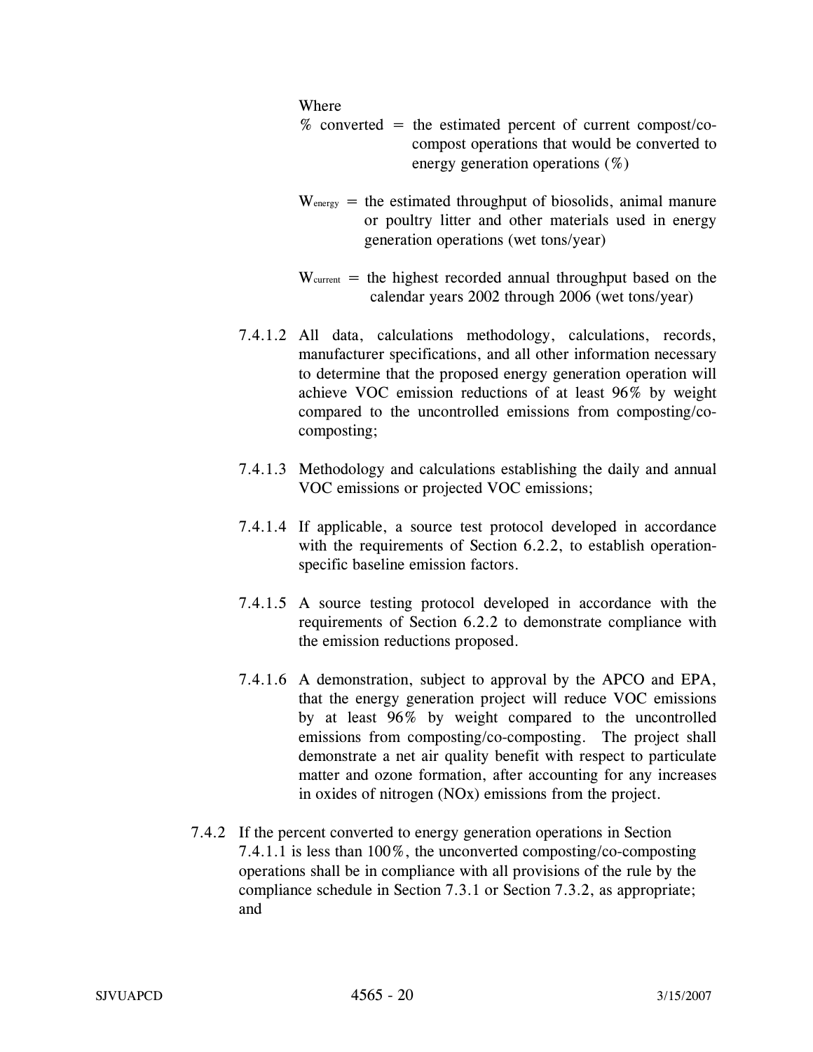Where

% converted = the estimated percent of current compost/co-compost operations that would be converted to energy generation operations (%)

$W_{energy}$ = the estimated throughput of biosolids, animal manure or poultry litter and other materials used in energy generation operations (wet tons/year)

$W_{current}$ = the highest recorded annual throughput based on the calendar years 2002 through 2006 (wet tons/year)

7.4.1.2 All data, calculations methodology, calculations, records, manufacturer specifications, and all other information necessary to determine that the proposed energy generation operation will achieve VOC emission reductions of at least 96% by weight compared to the uncontrolled emissions from composting/co-composting;

7.4.1.3 Methodology and calculations establishing the daily and annual VOC emissions or projected VOC emissions;

7.4.1.4 If applicable, a source test protocol developed in accordance with the requirements of Section 6.2.2, to establish operation-specific baseline emission factors.

7.4.1.5 A source testing protocol developed in accordance with the requirements of Section 6.2.2 to demonstrate compliance with the emission reductions proposed.

7.4.1.6 A demonstration, subject to approval by the APCO and EPA, that the energy generation project will reduce VOC emissions by at least 96% by weight compared to the uncontrolled emissions from composting/co-composting. The project shall demonstrate a net air quality benefit with respect to particulate matter and ozone formation, after accounting for any increases in oxides of nitrogen (NOx) emissions from the project.

7.4.2 If the percent converted to energy generation operations in Section 7.4.1.1 is less than 100%, the unconverted composting/co-composting operations shall be in compliance with all provisions of the rule by the compliance schedule in Section 7.3.1 or Section 7.3.2, as appropriate; and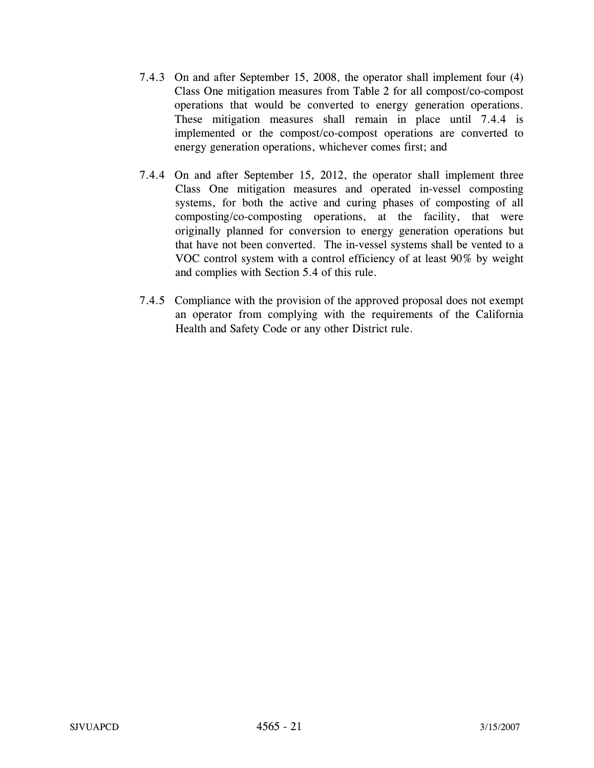7.4.3 On and after September 15, 2008, the operator shall implement four (4) Class One mitigation measures from Table 2 for all compost/co-compost operations that would be converted to energy generation operations. These mitigation measures shall remain in place until 7.4.4 is implemented or the compost/co-compost operations are converted to energy generation operations, whichever comes first; and

7.4.4 On and after September 15, 2012, the operator shall implement three Class One mitigation measures and operated in-vessel composting systems, for both the active and curing phases of composting of all composting/co-composting operations, at the facility, that were originally planned for conversion to energy generation operations but that have not been converted. The in-vessel systems shall be vented to a VOC control system with a control efficiency of at least 90% by weight and complies with Section 5.4 of this rule.

7.4.5 Compliance with the provision of the approved proposal does not exempt an operator from complying with the requirements of the California Health and Safety Code or any other District rule.